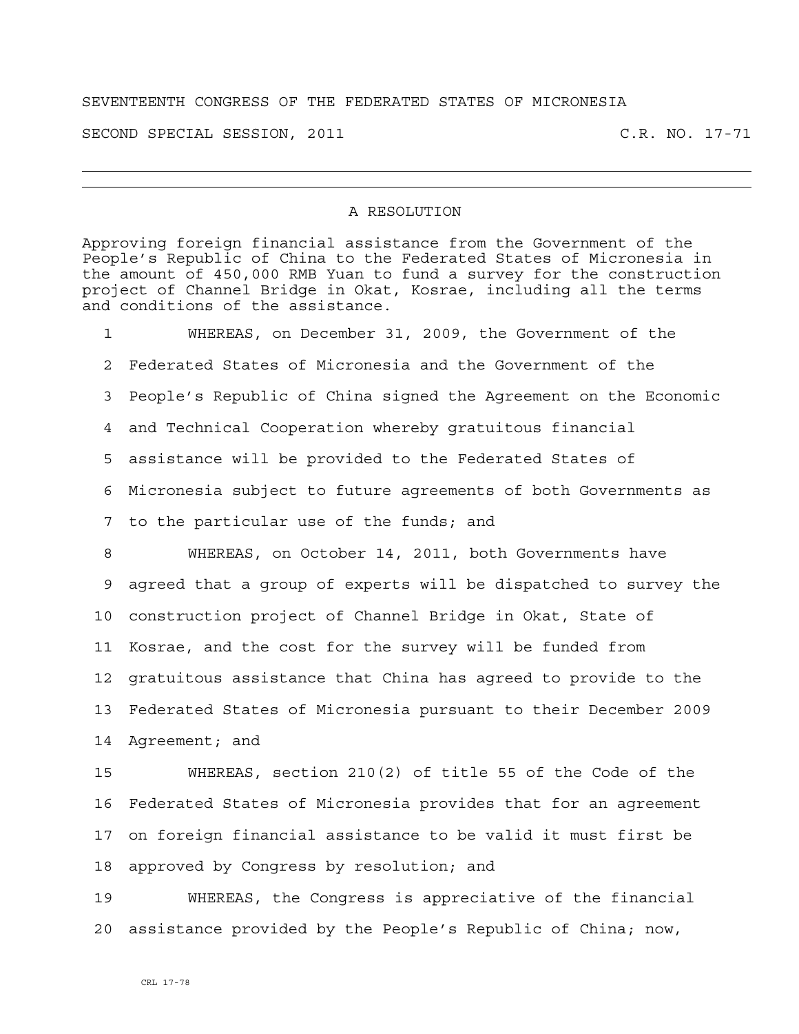SEVENTEENTH CONGRESS OF THE FEDERATED STATES OF MICRONESIA

SECOND SPECIAL SESSION, 2011 C.R. NO. 17-71

---

## A RESOLUTION

Approving foreign financial assistance from the Government of the People's Republic of China to the Federated States of Micronesia in the amount of 450,000 RMB Yuan to fund a survey for the construction project of Channel Bridge in Okat, Kosrae, including all the terms and conditions of the assistance.

1 WHEREAS, on December 31, 2009, the Government of the
2 Federated States of Micronesia and the Government of the
3 People's Republic of China signed the Agreement on the Economic
4 and Technical Cooperation whereby gratuitous financial
5 assistance will be provided to the Federated States of
6 Micronesia subject to future agreements of both Governments as
7 to the particular use of the funds; and

8 WHEREAS, on October 14, 2011, both Governments have
9 agreed that a group of experts will be dispatched to survey the
10 construction project of Channel Bridge in Okat, State of
11 Kosrae, and the cost for the survey will be funded from
12 gratuitous assistance that China has agreed to provide to the
13 Federated States of Micronesia pursuant to their December 2009
14 Agreement; and

15 WHEREAS, section 210(2) of title 55 of the Code of the
16 Federated States of Micronesia provides that for an agreement
17 on foreign financial assistance to be valid it must first be
18 approved by Congress by resolution; and

19 WHEREAS, the Congress is appreciative of the financial
20 assistance provided by the People's Republic of China; now,

CRL 17-78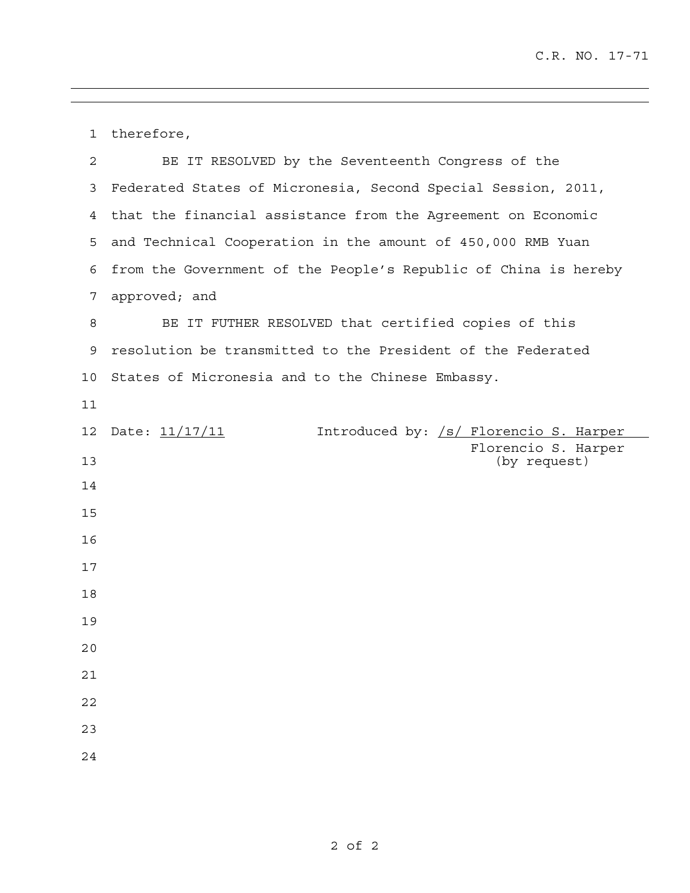therefore,

BE IT RESOLVED by the Seventeenth Congress of the Federated States of Micronesia, Second Special Session, 2011, that the financial assistance from the Agreement on Economic and Technical Cooperation in the amount of 450,000 RMB Yuan from the Government of the People's Republic of China is hereby approved; and

BE IT FUTHER RESOLVED that certified copies of this resolution be transmitted to the President of the Federated States of Micronesia and to the Chinese Embassy.

Date: 11/17/11

Introduced by: /s/ Florencio S. Harper
Florencio S. Harper
(by request)